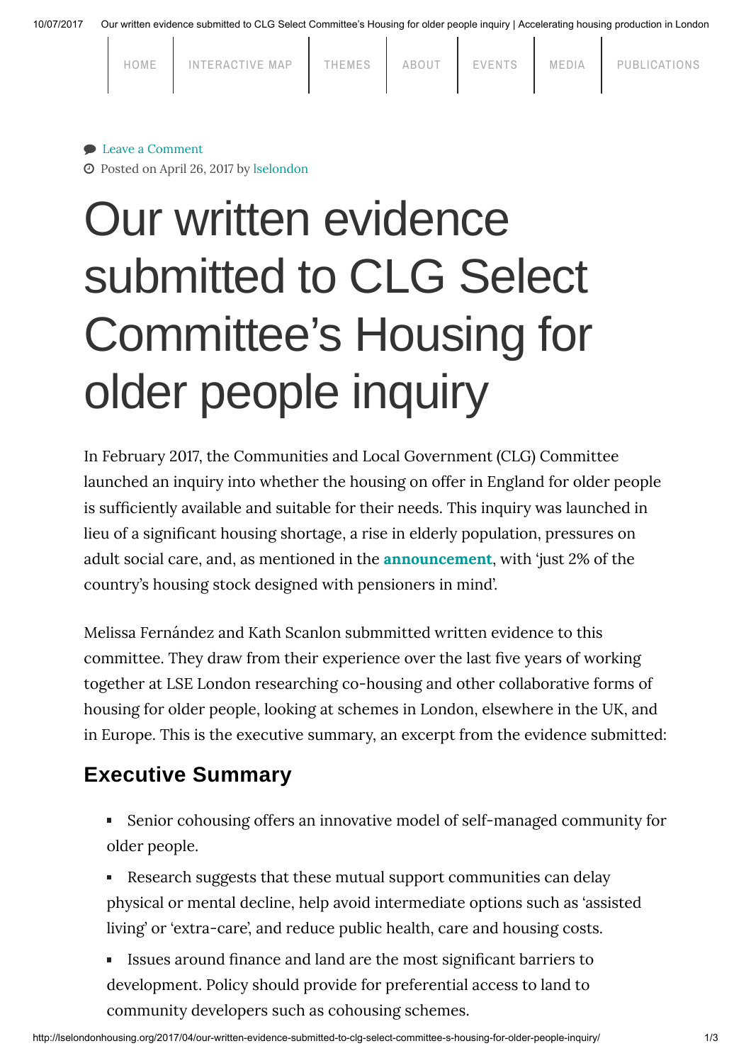Leave a Comment

Posted on April 26, 2017 by lselondon

# Our written evidence submitted to CLG Select Committee's Housing for older people inquiry

In February 2017, the Communities and Local Government (CLG) Committee launched an inquiry into whether the housing on offer in England for older people is sufficiently available and suitable for their needs. This inquiry was launched in lieu of a significant housing shortage, a rise in elderly population, pressures on adult social care, and, as mentioned in the **announcement**, with 'just 2% of the country's housing stock designed with pensioners in mind'.

Melissa Fernández and Kath Scanlon submmitted written evidence to this committee. They draw from their experience over the last five years of working together at LSE London researching co-housing and other collaborative forms of housing for older people, looking at schemes in London, elsewhere in the UK, and in Europe. This is the executive summary, an excerpt from the evidence submitted:

## Executive Summary

- Senior cohousing offers an innovative model of self-managed community for older people.
- Research suggests that these mutual support communities can delay physical or mental decline, help avoid intermediate options such as 'assisted living' or 'extra-care', and reduce public health, care and housing costs.
- Issues around finance and land are the most significant barriers to development. Policy should provide for preferential access to land to community developers such as cohousing schemes.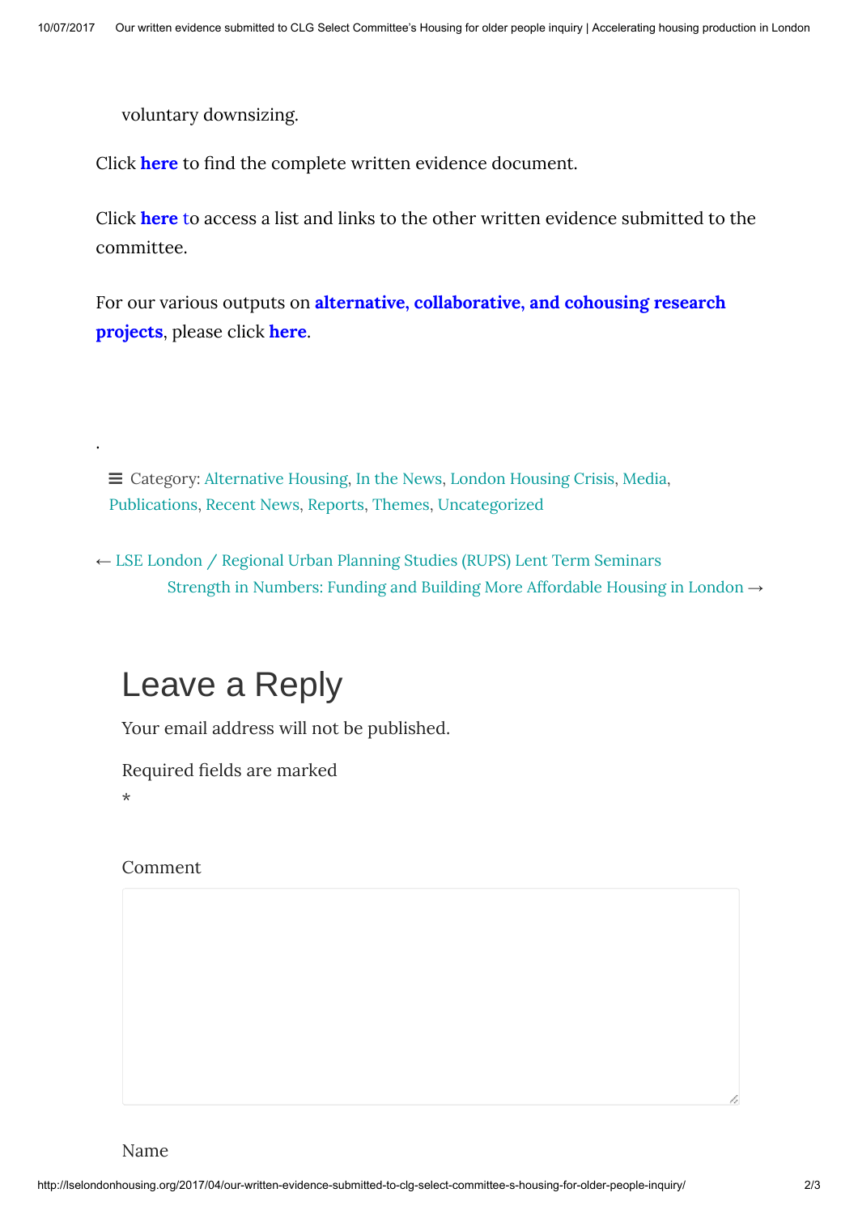voluntary downsizing.

Click **here** to find the complete written evidence document.

Click **here** to access a list and links to the other written evidence submitted to the committee.

For our various outputs on **alternative, collaborative, and cohousing research projects**, please click **here**.

.

Category: Alternative Housing, In the News, London Housing Crisis, Media, Publications, Recent News, Reports, Themes, Uncategorized

← LSE London / Regional Urban Planning Studies (RUPS) Lent Term Seminars

Strength in Numbers: Funding and Building More Affordable Housing in London →

# Leave a Reply

Your email address will not be published.

Required fields are marked
*

Comment

Name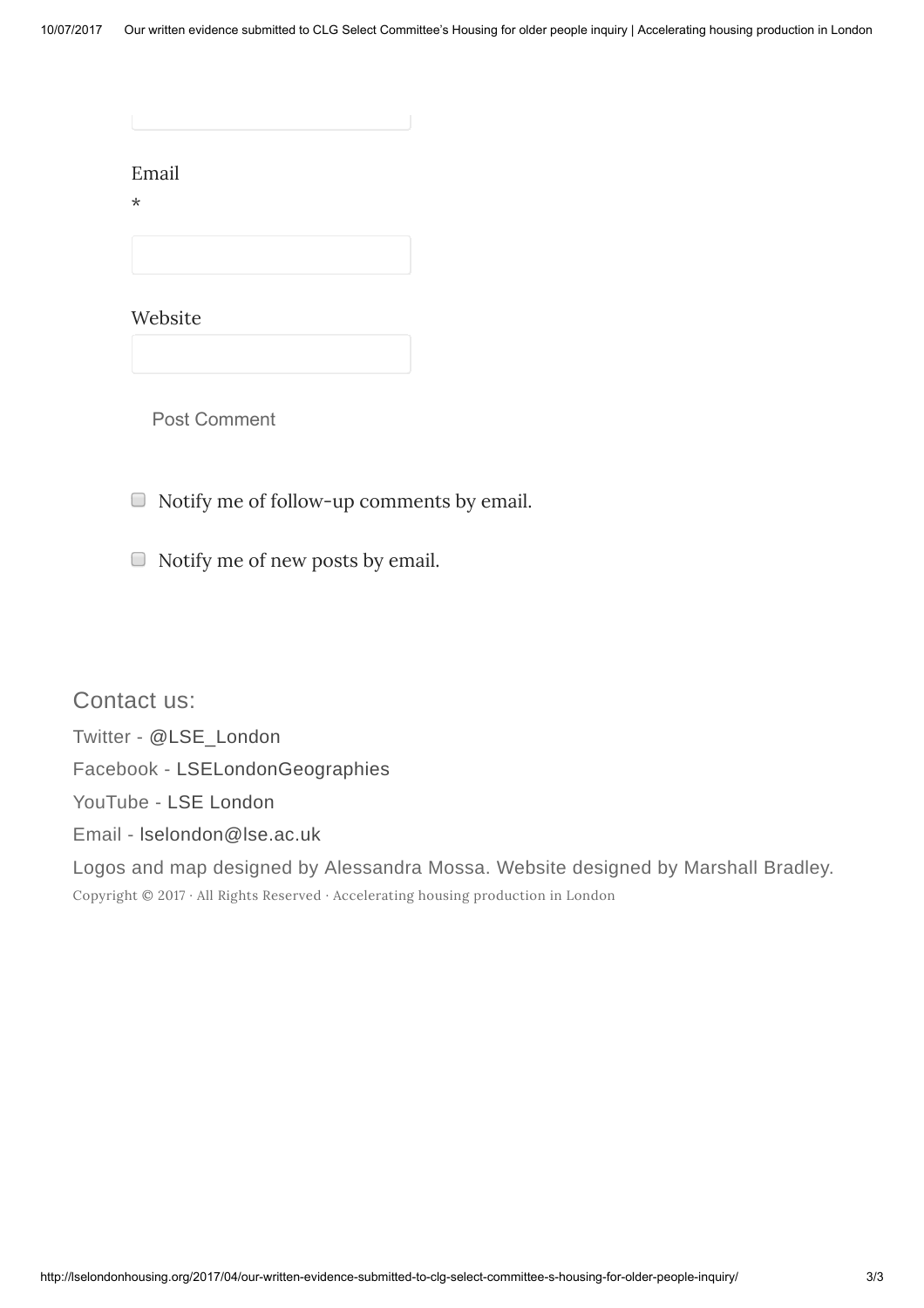Email

*

Website

Post Comment

- [ ] Notify me of follow-up comments by email.
- [ ] Notify me of new posts by email.

## Contact us:

Twitter - @LSE_London

Facebook - LSELondonGeographies

YouTube - LSE London

Email - lselondon@lse.ac.uk

Logos and map designed by Alessandra Mossa. Website designed by Marshall Bradley.

Copyright © 2017 · All Rights Reserved · Accelerating housing production in London